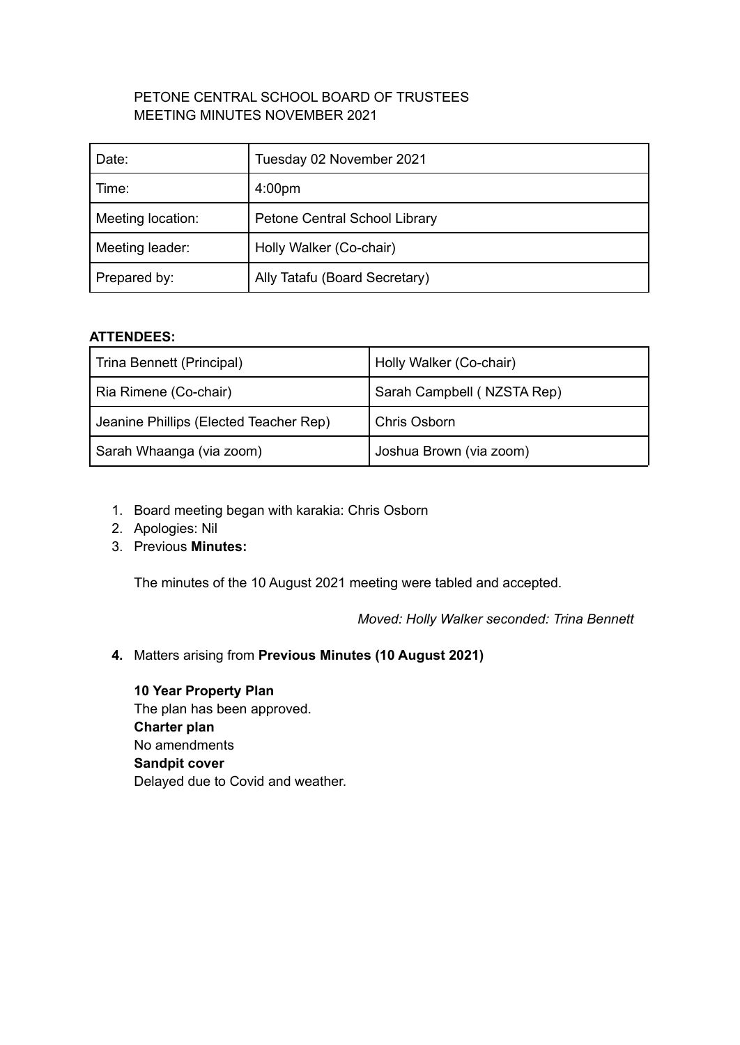# PETONE CENTRAL SCHOOL BOARD OF TRUSTEES
## MEETING MINUTES NOVEMBER 2021

| Date: | Tuesday 02 November 2021 |
| --- | --- |
| Time: | 4:00pm |
| Meeting location: | Petone Central School Library |
| Meeting leader: | Holly Walker (Co-chair) |
| Prepared by: | Ally Tatafu (Board Secretary) |

**ATTENDEES:**

| Trina Bennett (Principal) | Holly Walker (Co-chair) |
| --- | --- |
| Ria Rimene (Co-chair) | Sarah Campbell ( NZSTA Rep) |
| Jeanine Phillips (Elected Teacher Rep) | Chris Osborn |
| Sarah Whaanga (via zoom) | Joshua Brown (via zoom) |

1. Board meeting began with karakia: Chris Osborn
2. Apologies: Nil
3. Previous **Minutes:**

   The minutes of the 10 August 2021 meeting were tabled and accepted.

   *Moved: Holly Walker seconded: Trina Bennett*

4. Matters arising from **Previous Minutes (10 August 2021)**

   **10 Year Property Plan**
   The plan has been approved.
   **Charter plan**
   No amendments
   **Sandpit cover**
   Delayed due to Covid and weather.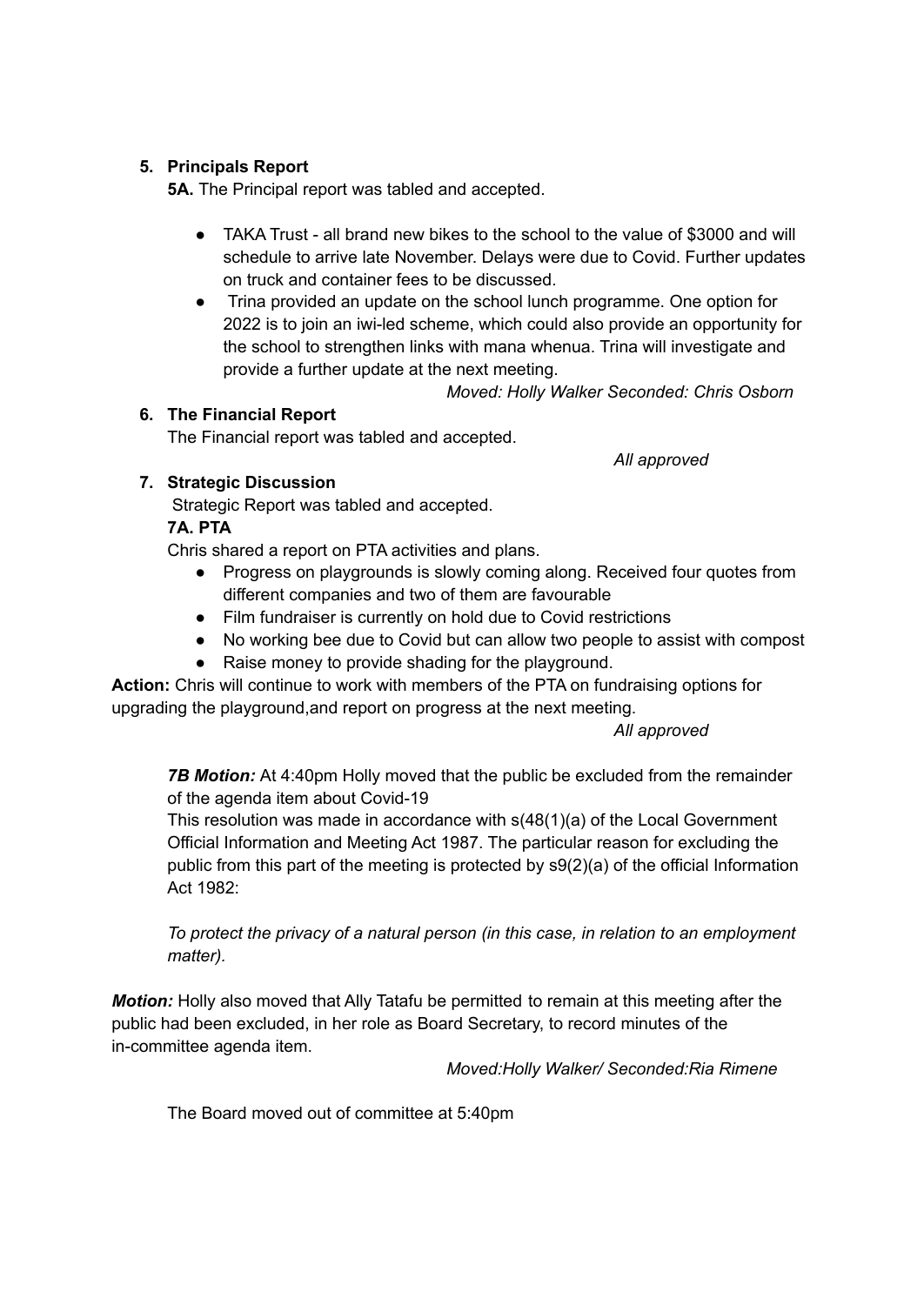5. **Principals Report**

   **5A.** The Principal report was tabled and accepted.

   - TAKA Trust - all brand new bikes to the school to the value of $3000 and will schedule to arrive late November. Delays were due to Covid. Further updates on truck and container fees to be discussed.
   - Trina provided an update on the school lunch programme. One option for 2022 is to join an iwi-led scheme, which could also provide an opportunity for the school to strengthen links with mana whenua. Trina will investigate and provide a further update at the next meeting.

   *Moved: Holly Walker Seconded: Chris Osborn*

6. **The Financial Report**

   The Financial report was tabled and accepted.

   *All approved*

7. **Strategic Discussion**

   Strategic Report was tabled and accepted.

   **7A. PTA**

   Chris shared a report on PTA activities and plans.

   - Progress on playgrounds is slowly coming along. Received four quotes from different companies and two of them are favourable
   - Film fundraiser is currently on hold due to Covid restrictions
   - No working bee due to Covid but can allow two people to assist with compost
   - Raise money to provide shading for the playground.

**Action:** Chris will continue to work with members of the PTA on fundraising options for upgrading the playground,and report on progress at the next meeting.

*All approved*

***7B Motion:*** At 4:40pm Holly moved that the public be excluded from the remainder of the agenda item about Covid-19

This resolution was made in accordance with s(48(1)(a) of the Local Government Official Information and Meeting Act 1987. The particular reason for excluding the public from this part of the meeting is protected by s9(2)(a) of the official Information Act 1982:

*To protect the privacy of a natural person (in this case, in relation to an employment matter).*

***Motion:*** Holly also moved that Ally Tatafu be permitted to remain at this meeting after the public had been excluded, in her role as Board Secretary, to record minutes of the in-committee agenda item.

*Moved:Holly Walker/ Seconded:Ria Rimene*

The Board moved out of committee at 5:40pm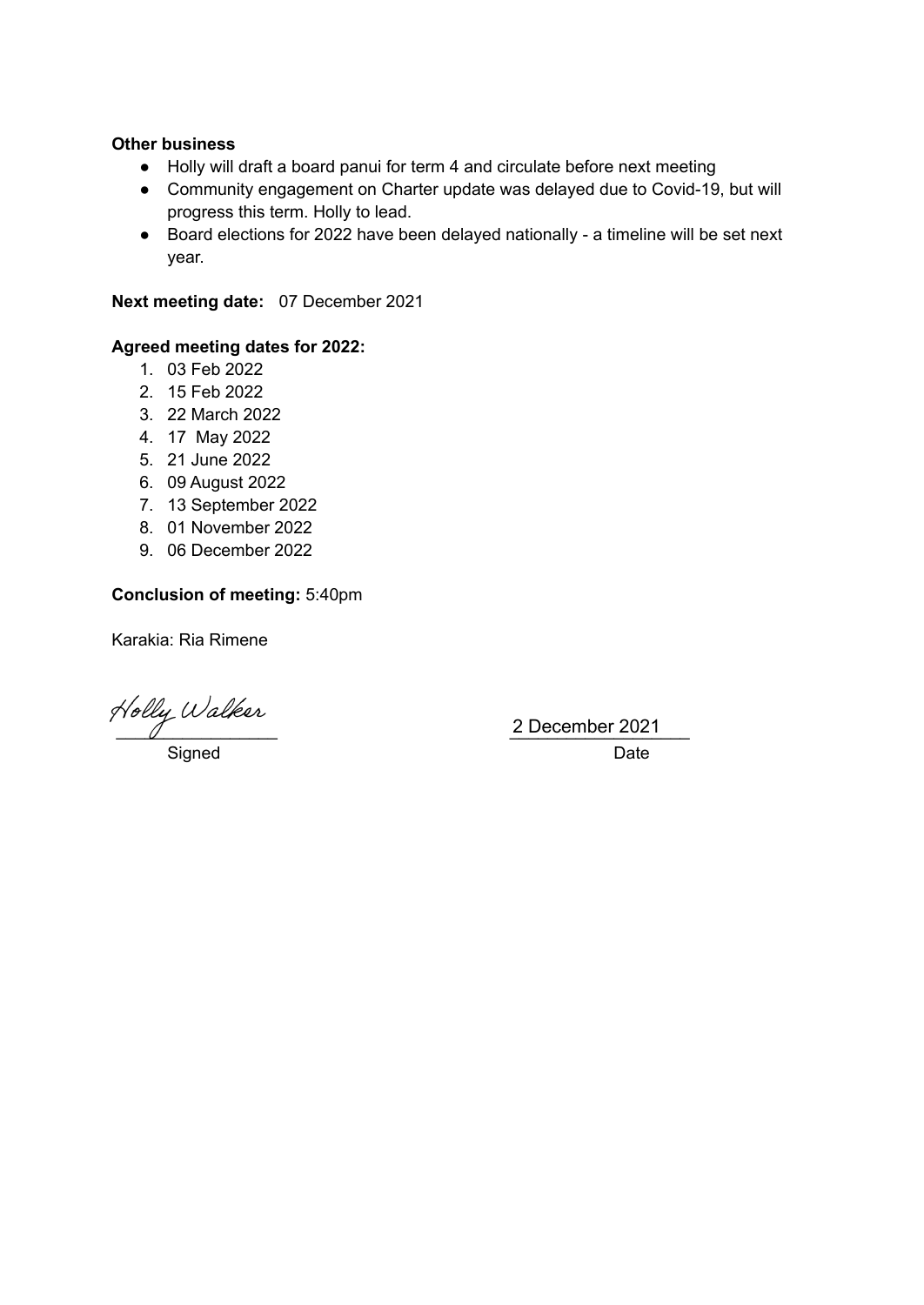**Other business**

- Holly will draft a board panui for term 4 and circulate before next meeting
- Community engagement on Charter update was delayed due to Covid-19, but will progress this term. Holly to lead.
- Board elections for 2022 have been delayed nationally - a timeline will be set next year.

**Next meeting date:** 07 December 2021

**Agreed meeting dates for 2022:**

1. 03 Feb 2022
2. 15 Feb 2022
3. 22 March 2022
4. 17 May 2022
5. 21 June 2022
6. 09 August 2022
7. 13 September 2022
8. 01 November 2022
9. 06 December 2022

**Conclusion of meeting:** 5:40pm

Karakia: Ria Rimene

Holly Walker

Signed

2 December 2021

Date